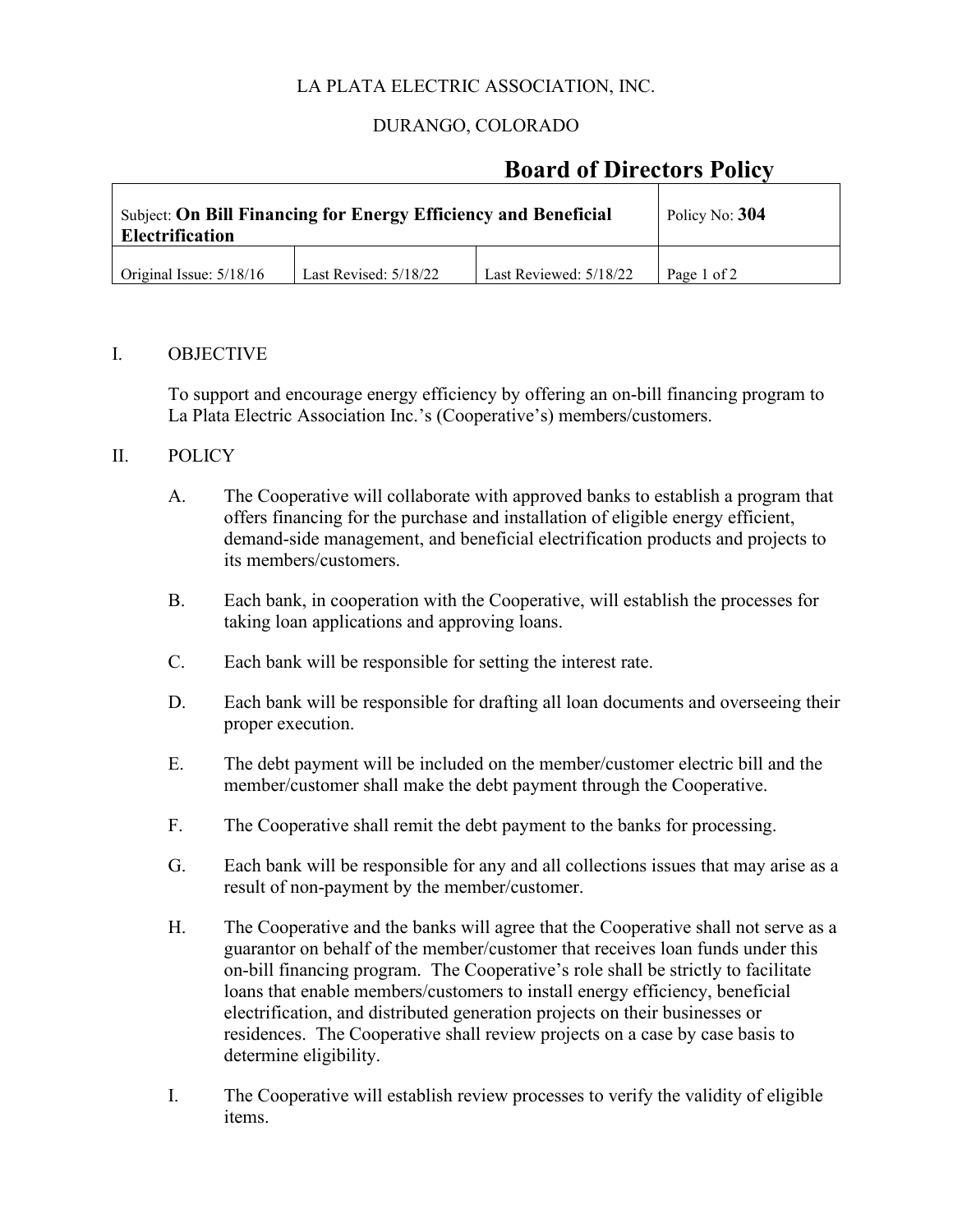LA PLATA ELECTRIC ASSOCIATION, INC.

DURANGO, COLORADO

# Board of Directors Policy

| Subject: **On Bill Financing for Energy Efficiency and Beneficial Electrification** | | | Policy No: **304** |
|---|---|---|---|
| Original Issue: 5/18/16 | Last Revised: 5/18/22 | Last Reviewed: 5/18/22 | Page 1 of 2 |

## I. OBJECTIVE

To support and encourage energy efficiency by offering an on-bill financing program to La Plata Electric Association Inc.'s (Cooperative's) members/customers.

## II. POLICY

A. The Cooperative will collaborate with approved banks to establish a program that offers financing for the purchase and installation of eligible energy efficient, demand-side management, and beneficial electrification products and projects to its members/customers.

B. Each bank, in cooperation with the Cooperative, will establish the processes for taking loan applications and approving loans.

C. Each bank will be responsible for setting the interest rate.

D. Each bank will be responsible for drafting all loan documents and overseeing their proper execution.

E. The debt payment will be included on the member/customer electric bill and the member/customer shall make the debt payment through the Cooperative.

F. The Cooperative shall remit the debt payment to the banks for processing.

G. Each bank will be responsible for any and all collections issues that may arise as a result of non-payment by the member/customer.

H. The Cooperative and the banks will agree that the Cooperative shall not serve as a guarantor on behalf of the member/customer that receives loan funds under this on-bill financing program. The Cooperative's role shall be strictly to facilitate loans that enable members/customers to install energy efficiency, beneficial electrification, and distributed generation projects on their businesses or residences. The Cooperative shall review projects on a case by case basis to determine eligibility.

I. The Cooperative will establish review processes to verify the validity of eligible items.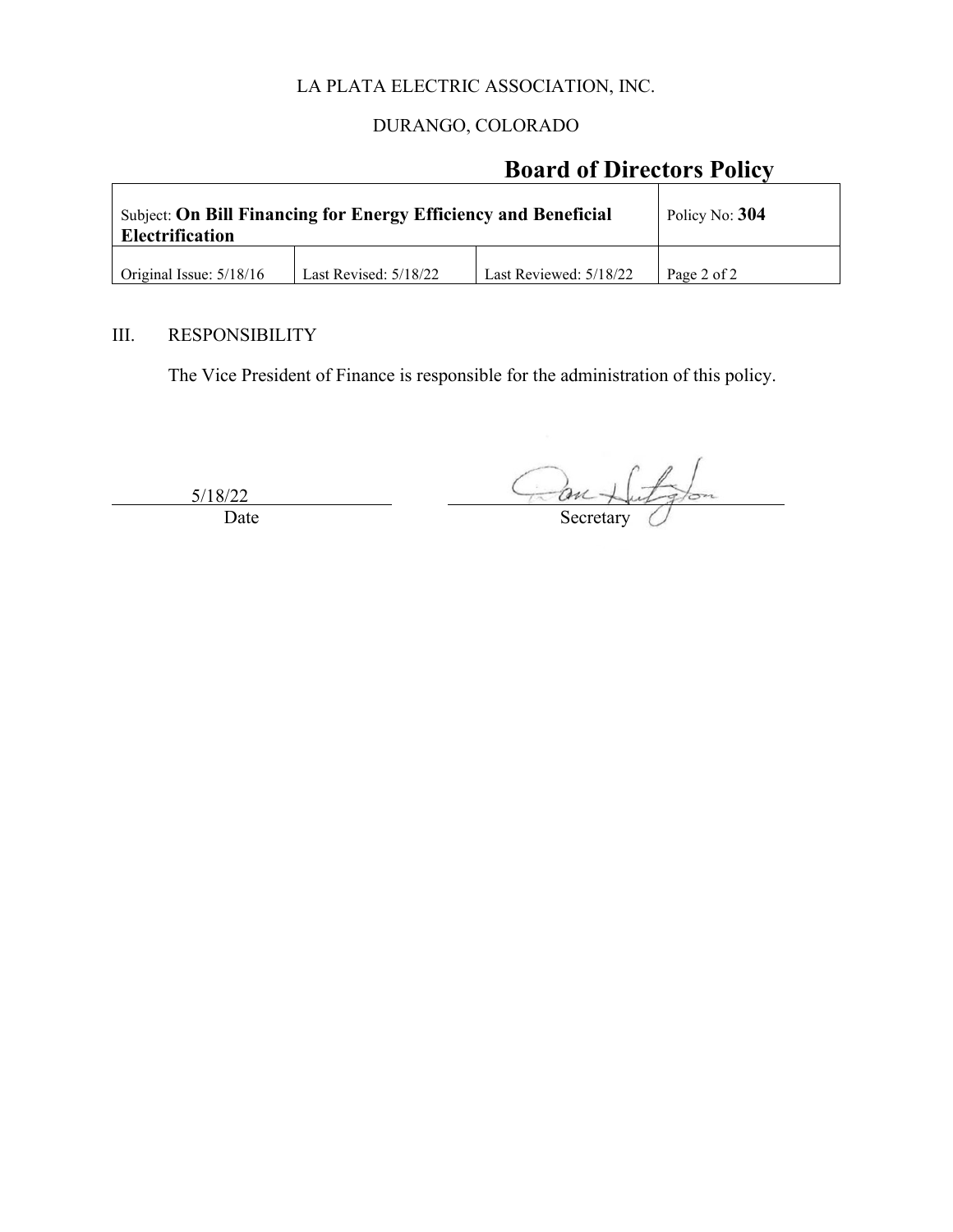LA PLATA ELECTRIC ASSOCIATION, INC.

DURANGO, COLORADO

## Board of Directors Policy

| Subject: **On Bill Financing for Energy Efficiency and Beneficial Electrification** | | | Policy No: **304** |
|---|---|---|---|
| Original Issue: 5/18/16 | Last Revised: 5/18/22 | Last Reviewed: 5/18/22 | Page 2 of 2 |

III. RESPONSIBILITY

The Vice President of Finance is responsible for the administration of this policy.

| | |
|---|---|
| 5/18/22 | [signature] |
| Date | Secretary |